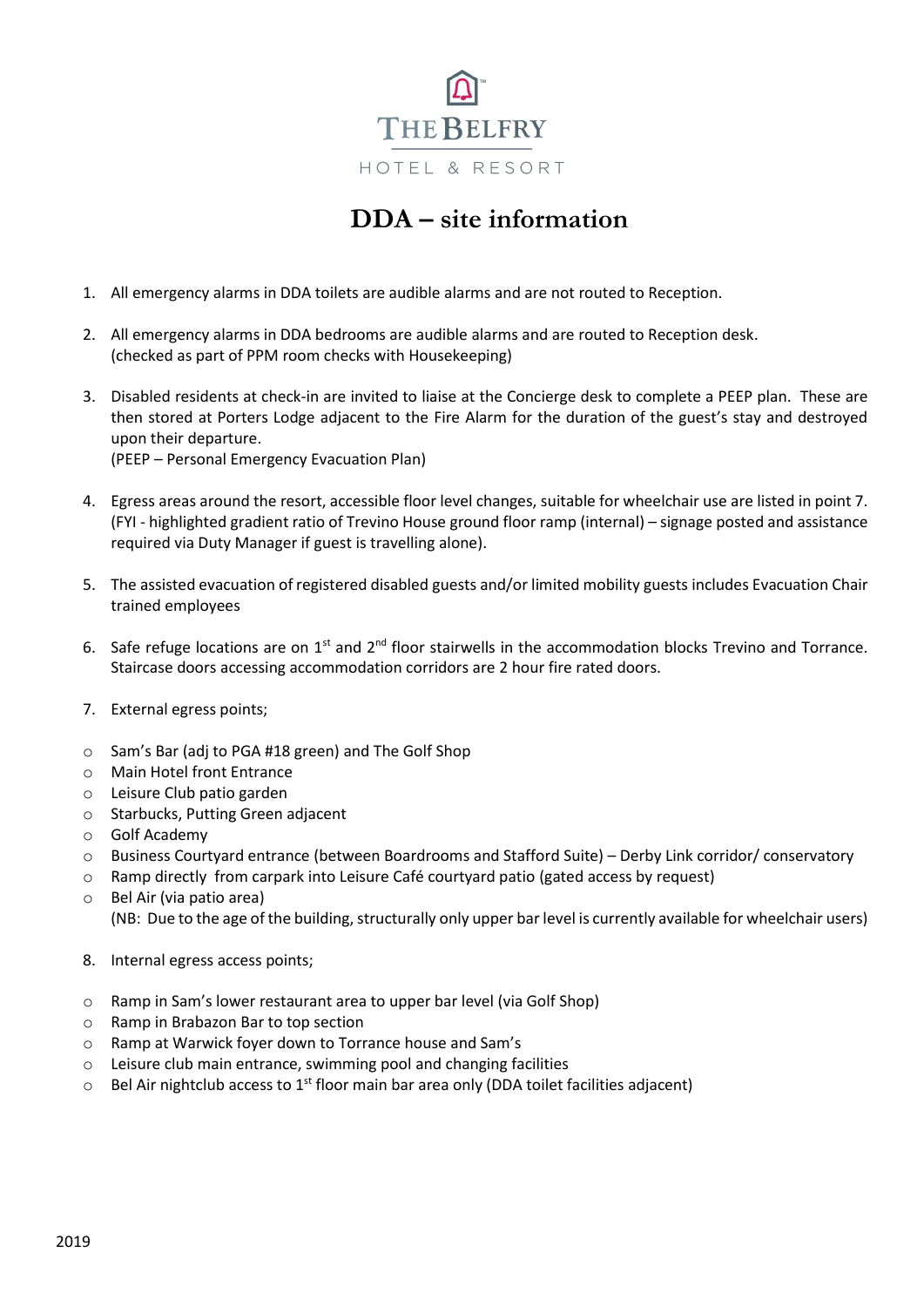THE BELFRY

HOTEL & RESORT

# DDA – site information

1. All emergency alarms in DDA toilets are audible alarms and are not routed to Reception.

2. All emergency alarms in DDA bedrooms are audible alarms and are routed to Reception desk. (checked as part of PPM room checks with Housekeeping)

3. Disabled residents at check-in are invited to liaise at the Concierge desk to complete a PEEP plan. These are then stored at Porters Lodge adjacent to the Fire Alarm for the duration of the guest's stay and destroyed upon their departure. (PEEP – Personal Emergency Evacuation Plan)

4. Egress areas around the resort, accessible floor level changes, suitable for wheelchair use are listed in point 7. (FYI - highlighted gradient ratio of Trevino House ground floor ramp (internal) – signage posted and assistance required via Duty Manager if guest is travelling alone).

5. The assisted evacuation of registered disabled guests and/or limited mobility guests includes Evacuation Chair trained employees

6. Safe refuge locations are on 1st and 2nd floor stairwells in the accommodation blocks Trevino and Torrance. Staircase doors accessing accommodation corridors are 2 hour fire rated doors.

7. External egress points;

- Sam's Bar (adj to PGA #18 green) and The Golf Shop
- Main Hotel front Entrance
- Leisure Club patio garden
- Starbucks, Putting Green adjacent
- Golf Academy
- Business Courtyard entrance (between Boardrooms and Stafford Suite) – Derby Link corridor/ conservatory
- Ramp directly from carpark into Leisure Café courtyard patio (gated access by request)
- Bel Air (via patio area) (NB: Due to the age of the building, structurally only upper bar level is currently available for wheelchair users)

8. Internal egress access points;

- Ramp in Sam's lower restaurant area to upper bar level (via Golf Shop)
- Ramp in Brabazon Bar to top section
- Ramp at Warwick foyer down to Torrance house and Sam's
- Leisure club main entrance, swimming pool and changing facilities
- Bel Air nightclub access to 1st floor main bar area only (DDA toilet facilities adjacent)

2019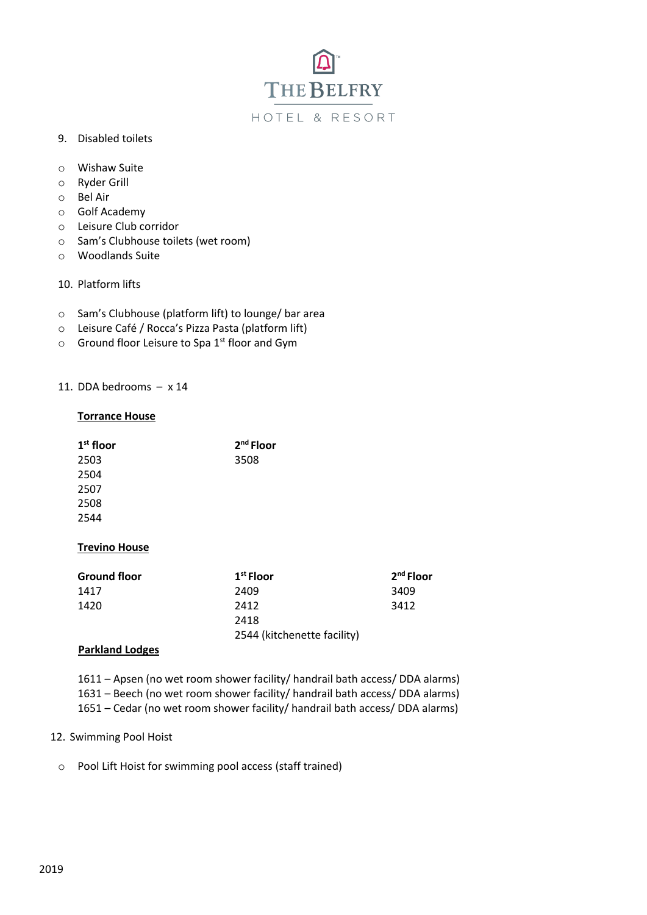9. Disabled toilets

- Wishaw Suite
- Ryder Grill
- Bel Air
- Golf Academy
- Leisure Club corridor
- Sam's Clubhouse toilets (wet room)
- Woodlands Suite

10. Platform lifts

- Sam's Clubhouse (platform lift) to lounge/ bar area
- Leisure Café / Rocca's Pizza Pasta (platform lift)
- Ground floor Leisure to Spa 1st floor and Gym

11. DDA bedrooms – x 14

**Torrance House**

| 1st floor | 2nd Floor |
|---|---|
| 2503 | 3508 |
| 2504 | |
| 2507 | |
| 2508 | |
| 2544 | |

**Trevino House**

| Ground floor | 1st Floor | 2nd Floor |
|---|---|---|
| 1417 | 2409 | 3409 |
| 1420 | 2412 | 3412 |
| | 2418 | |
| | 2544 (kitchenette facility) | |

**Parkland Lodges**

1611 – Apsen (no wet room shower facility/ handrail bath access/ DDA alarms)
1631 – Beech (no wet room shower facility/ handrail bath access/ DDA alarms)
1651 – Cedar (no wet room shower facility/ handrail bath access/ DDA alarms)

12. Swimming Pool Hoist

- Pool Lift Hoist for swimming pool access (staff trained)

2019